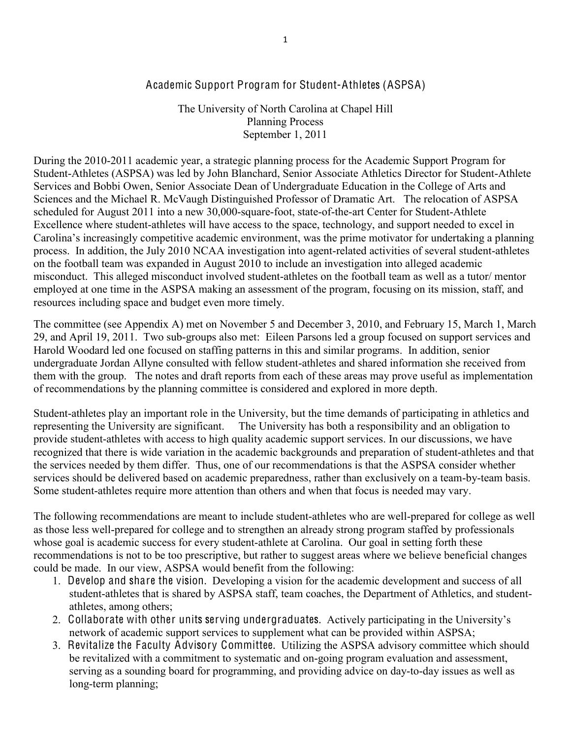# Academic Support Program for Student-Athletes (ASPSA)

The University of North Carolina at Chapel Hill
Planning Process
September 1, 2011

During the 2010-2011 academic year, a strategic planning process for the Academic Support Program for Student-Athletes (ASPSA) was led by John Blanchard, Senior Associate Athletics Director for Student-Athlete Services and Bobbi Owen, Senior Associate Dean of Undergraduate Education in the College of Arts and Sciences and the Michael R. McVaugh Distinguished Professor of Dramatic Art. The relocation of ASPSA scheduled for August 2011 into a new 30,000-square-foot, state-of-the-art Center for Student-Athlete Excellence where student-athletes will have access to the space, technology, and support needed to excel in Carolina's increasingly competitive academic environment, was the prime motivator for undertaking a planning process. In addition, the July 2010 NCAA investigation into agent-related activities of several student-athletes on the football team was expanded in August 2010 to include an investigation into alleged academic misconduct. This alleged misconduct involved student-athletes on the football team as well as a tutor/ mentor employed at one time in the ASPSA making an assessment of the program, focusing on its mission, staff, and resources including space and budget even more timely.

The committee (see Appendix A) met on November 5 and December 3, 2010, and February 15, March 1, March 29, and April 19, 2011. Two sub-groups also met: Eileen Parsons led a group focused on support services and Harold Woodard led one focused on staffing patterns in this and similar programs. In addition, senior undergraduate Jordan Allyne consulted with fellow student-athletes and shared information she received from them with the group. The notes and draft reports from each of these areas may prove useful as implementation of recommendations by the planning committee is considered and explored in more depth.

Student-athletes play an important role in the University, but the time demands of participating in athletics and representing the University are significant. The University has both a responsibility and an obligation to provide student-athletes with access to high quality academic support services. In our discussions, we have recognized that there is wide variation in the academic backgrounds and preparation of student-athletes and that the services needed by them differ. Thus, one of our recommendations is that the ASPSA consider whether services should be delivered based on academic preparedness, rather than exclusively on a team-by-team basis. Some student-athletes require more attention than others and when that focus is needed may vary.

The following recommendations are meant to include student-athletes who are well-prepared for college as well as those less well-prepared for college and to strengthen an already strong program staffed by professionals whose goal is academic success for every student-athlete at Carolina. Our goal in setting forth these recommendations is not to be too prescriptive, but rather to suggest areas where we believe beneficial changes could be made. In our view, ASPSA would benefit from the following:

1. **Develop and share the vision.** Developing a vision for the academic development and success of all student-athletes that is shared by ASPSA staff, team coaches, the Department of Athletics, and student-athletes, among others;
2. **Collaborate with other units serving undergraduates.** Actively participating in the University's network of academic support services to supplement what can be provided within ASPSA;
3. **Revitalize the Faculty Advisory Committee.** Utilizing the ASPSA advisory committee which should be revitalized with a commitment to systematic and on-going program evaluation and assessment, serving as a sounding board for programming, and providing advice on day-to-day issues as well as long-term planning;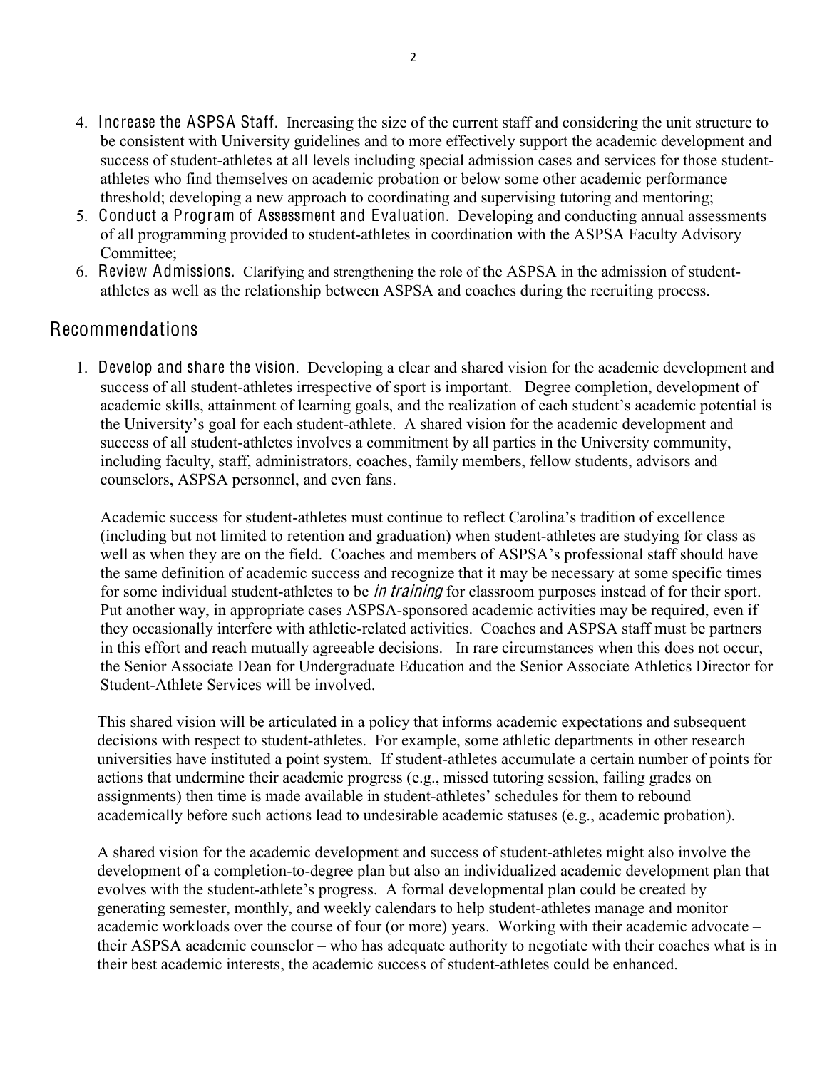4. **Increase the ASPSA Staff.** Increasing the size of the current staff and considering the unit structure to be consistent with University guidelines and to more effectively support the academic development and success of student-athletes at all levels including special admission cases and services for those student-athletes who find themselves on academic probation or below some other academic performance threshold; developing a new approach to coordinating and supervising tutoring and mentoring;
5. **Conduct a Program of Assessment and Evaluation.** Developing and conducting annual assessments of all programming provided to student-athletes in coordination with the ASPSA Faculty Advisory Committee;
6. **Review Admissions.** Clarifying and strengthening the role of the ASPSA in the admission of student-athletes as well as the relationship between ASPSA and coaches during the recruiting process.

## Recommendations

1. **Develop and share the vision.** Developing a clear and shared vision for the academic development and success of all student-athletes irrespective of sport is important. Degree completion, development of academic skills, attainment of learning goals, and the realization of each student's academic potential is the University's goal for each student-athlete. A shared vision for the academic development and success of all student-athletes involves a commitment by all parties in the University community, including faculty, staff, administrators, coaches, family members, fellow students, advisors and counselors, ASPSA personnel, and even fans.

   Academic success for student-athletes must continue to reflect Carolina's tradition of excellence (including but not limited to retention and graduation) when student-athletes are studying for class as well as when they are on the field. Coaches and members of ASPSA's professional staff should have the same definition of academic success and recognize that it may be necessary at some specific times for some individual student-athletes to be *in training* for classroom purposes instead of for their sport. Put another way, in appropriate cases ASPSA-sponsored academic activities may be required, even if they occasionally interfere with athletic-related activities. Coaches and ASPSA staff must be partners in this effort and reach mutually agreeable decisions. In rare circumstances when this does not occur, the Senior Associate Dean for Undergraduate Education and the Senior Associate Athletics Director for Student-Athlete Services will be involved.

   This shared vision will be articulated in a policy that informs academic expectations and subsequent decisions with respect to student-athletes. For example, some athletic departments in other research universities have instituted a point system. If student-athletes accumulate a certain number of points for actions that undermine their academic progress (e.g., missed tutoring session, failing grades on assignments) then time is made available in student-athletes' schedules for them to rebound academically before such actions lead to undesirable academic statuses (e.g., academic probation).

   A shared vision for the academic development and success of student-athletes might also involve the development of a completion-to-degree plan but also an individualized academic development plan that evolves with the student-athlete's progress. A formal developmental plan could be created by generating semester, monthly, and weekly calendars to help student-athletes manage and monitor academic workloads over the course of four (or more) years. Working with their academic advocate – their ASPSA academic counselor – who has adequate authority to negotiate with their coaches what is in their best academic interests, the academic success of student-athletes could be enhanced.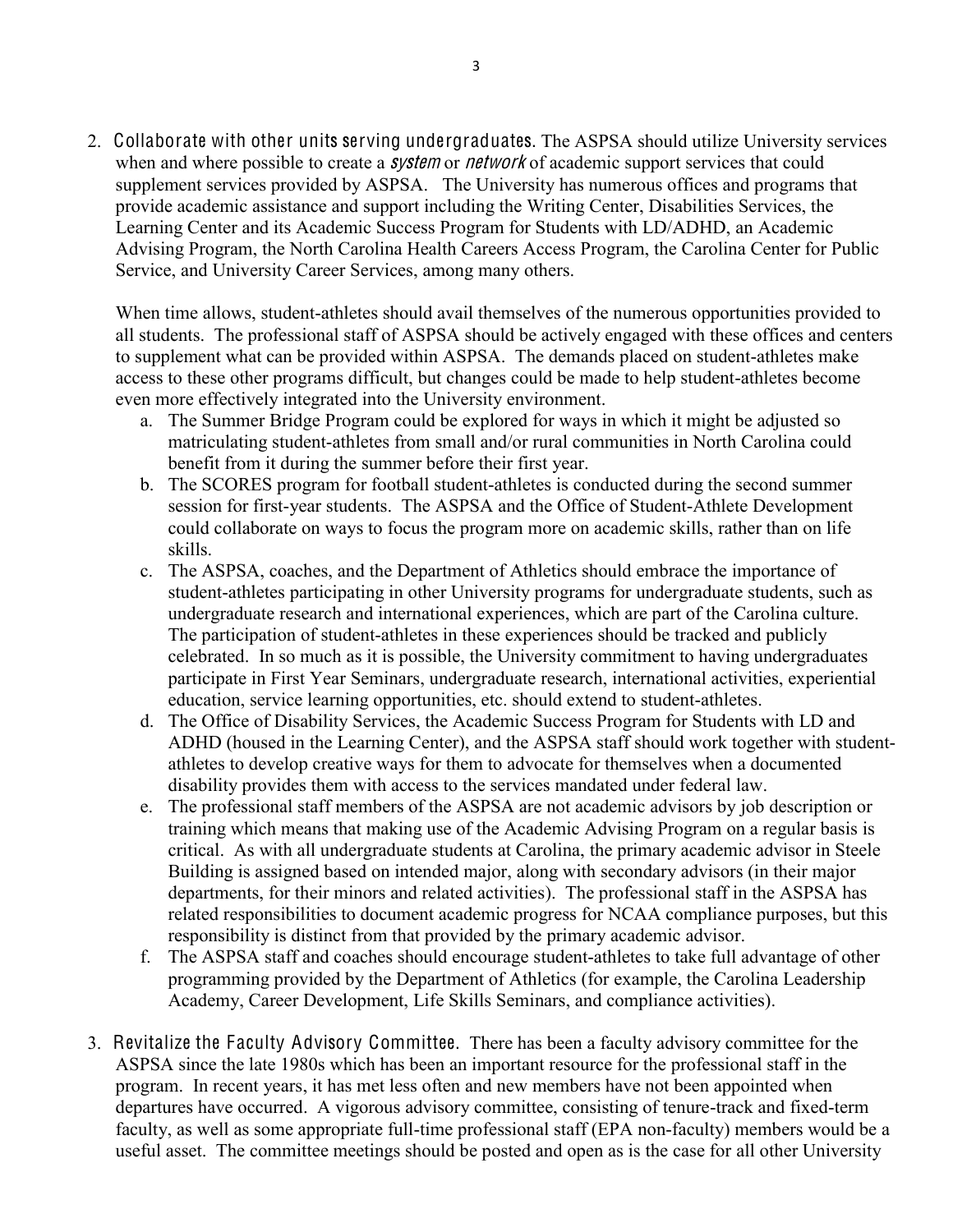2. **Collaborate with other units serving undergraduates.** The ASPSA should utilize University services when and where possible to create a *system* or *network* of academic support services that could supplement services provided by ASPSA. The University has numerous offices and programs that provide academic assistance and support including the Writing Center, Disabilities Services, the Learning Center and its Academic Success Program for Students with LD/ADHD, an Academic Advising Program, the North Carolina Health Careers Access Program, the Carolina Center for Public Service, and University Career Services, among many others.

   When time allows, student-athletes should avail themselves of the numerous opportunities provided to all students. The professional staff of ASPSA should be actively engaged with these offices and centers to supplement what can be provided within ASPSA. The demands placed on student-athletes make access to these other programs difficult, but changes could be made to help student-athletes become even more effectively integrated into the University environment.

   a. The Summer Bridge Program could be explored for ways in which it might be adjusted so matriculating student-athletes from small and/or rural communities in North Carolina could benefit from it during the summer before their first year.
   b. The SCORES program for football student-athletes is conducted during the second summer session for first-year students. The ASPSA and the Office of Student-Athlete Development could collaborate on ways to focus the program more on academic skills, rather than on life skills.
   c. The ASPSA, coaches, and the Department of Athletics should embrace the importance of student-athletes participating in other University programs for undergraduate students, such as undergraduate research and international experiences, which are part of the Carolina culture. The participation of student-athletes in these experiences should be tracked and publicly celebrated. In so much as it is possible, the University commitment to having undergraduates participate in First Year Seminars, undergraduate research, international activities, experiential education, service learning opportunities, etc. should extend to student-athletes.
   d. The Office of Disability Services, the Academic Success Program for Students with LD and ADHD (housed in the Learning Center), and the ASPSA staff should work together with student-athletes to develop creative ways for them to advocate for themselves when a documented disability provides them with access to the services mandated under federal law.
   e. The professional staff members of the ASPSA are not academic advisors by job description or training which means that making use of the Academic Advising Program on a regular basis is critical. As with all undergraduate students at Carolina, the primary academic advisor in Steele Building is assigned based on intended major, along with secondary advisors (in their major departments, for their minors and related activities). The professional staff in the ASPSA has related responsibilities to document academic progress for NCAA compliance purposes, but this responsibility is distinct from that provided by the primary academic advisor.
   f. The ASPSA staff and coaches should encourage student-athletes to take full advantage of other programming provided by the Department of Athletics (for example, the Carolina Leadership Academy, Career Development, Life Skills Seminars, and compliance activities).

3. **Revitalize the Faculty Advisory Committee.** There has been a faculty advisory committee for the ASPSA since the late 1980s which has been an important resource for the professional staff in the program. In recent years, it has met less often and new members have not been appointed when departures have occurred. A vigorous advisory committee, consisting of tenure-track and fixed-term faculty, as well as some appropriate full-time professional staff (EPA non-faculty) members would be a useful asset. The committee meetings should be posted and open as is the case for all other University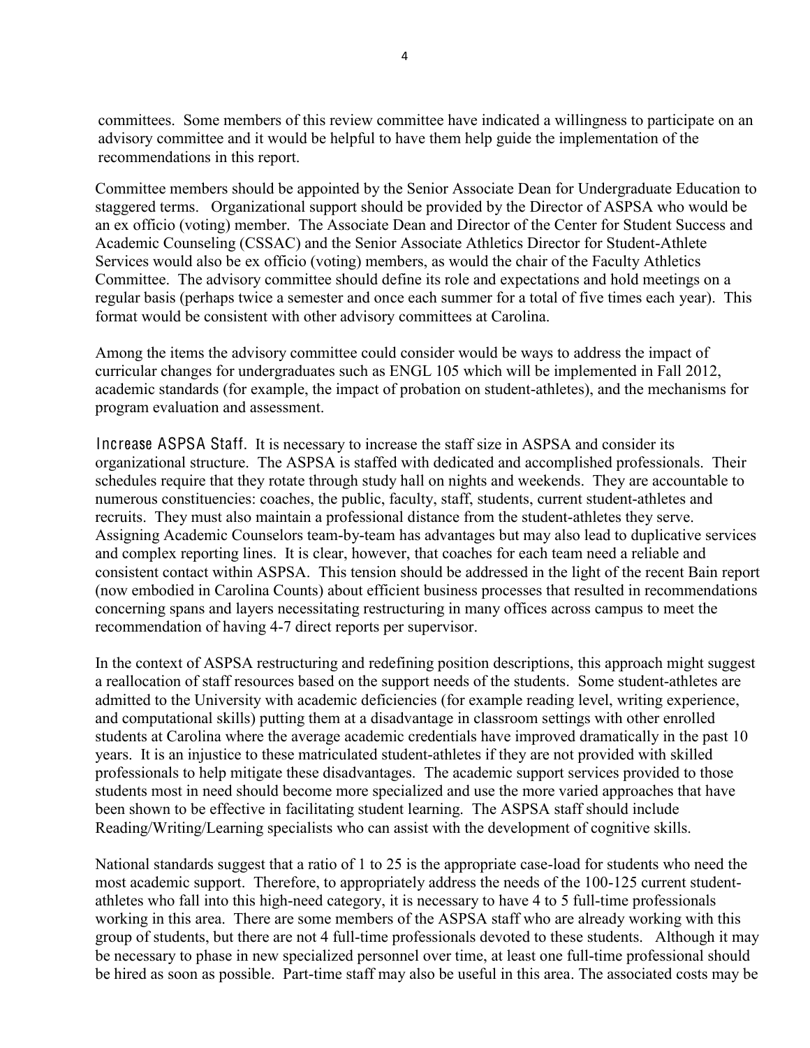committees. Some members of this review committee have indicated a willingness to participate on an advisory committee and it would be helpful to have them help guide the implementation of the recommendations in this report.

Committee members should be appointed by the Senior Associate Dean for Undergraduate Education to staggered terms. Organizational support should be provided by the Director of ASPSA who would be an ex officio (voting) member. The Associate Dean and Director of the Center for Student Success and Academic Counseling (CSSAC) and the Senior Associate Athletics Director for Student-Athlete Services would also be ex officio (voting) members, as would the chair of the Faculty Athletics Committee. The advisory committee should define its role and expectations and hold meetings on a regular basis (perhaps twice a semester and once each summer for a total of five times each year). This format would be consistent with other advisory committees at Carolina.

Among the items the advisory committee could consider would be ways to address the impact of curricular changes for undergraduates such as ENGL 105 which will be implemented in Fall 2012, academic standards (for example, the impact of probation on student-athletes), and the mechanisms for program evaluation and assessment.

Increase ASPSA Staff. It is necessary to increase the staff size in ASPSA and consider its organizational structure. The ASPSA is staffed with dedicated and accomplished professionals. Their schedules require that they rotate through study hall on nights and weekends. They are accountable to numerous constituencies: coaches, the public, faculty, staff, students, current student-athletes and recruits. They must also maintain a professional distance from the student-athletes they serve. Assigning Academic Counselors team-by-team has advantages but may also lead to duplicative services and complex reporting lines. It is clear, however, that coaches for each team need a reliable and consistent contact within ASPSA. This tension should be addressed in the light of the recent Bain report (now embodied in Carolina Counts) about efficient business processes that resulted in recommendations concerning spans and layers necessitating restructuring in many offices across campus to meet the recommendation of having 4-7 direct reports per supervisor.

In the context of ASPSA restructuring and redefining position descriptions, this approach might suggest a reallocation of staff resources based on the support needs of the students. Some student-athletes are admitted to the University with academic deficiencies (for example reading level, writing experience, and computational skills) putting them at a disadvantage in classroom settings with other enrolled students at Carolina where the average academic credentials have improved dramatically in the past 10 years. It is an injustice to these matriculated student-athletes if they are not provided with skilled professionals to help mitigate these disadvantages. The academic support services provided to those students most in need should become more specialized and use the more varied approaches that have been shown to be effective in facilitating student learning. The ASPSA staff should include Reading/Writing/Learning specialists who can assist with the development of cognitive skills.

National standards suggest that a ratio of 1 to 25 is the appropriate case-load for students who need the most academic support. Therefore, to appropriately address the needs of the 100-125 current student-athletes who fall into this high-need category, it is necessary to have 4 to 5 full-time professionals working in this area. There are some members of the ASPSA staff who are already working with this group of students, but there are not 4 full-time professionals devoted to these students. Although it may be necessary to phase in new specialized personnel over time, at least one full-time professional should be hired as soon as possible. Part-time staff may also be useful in this area. The associated costs may be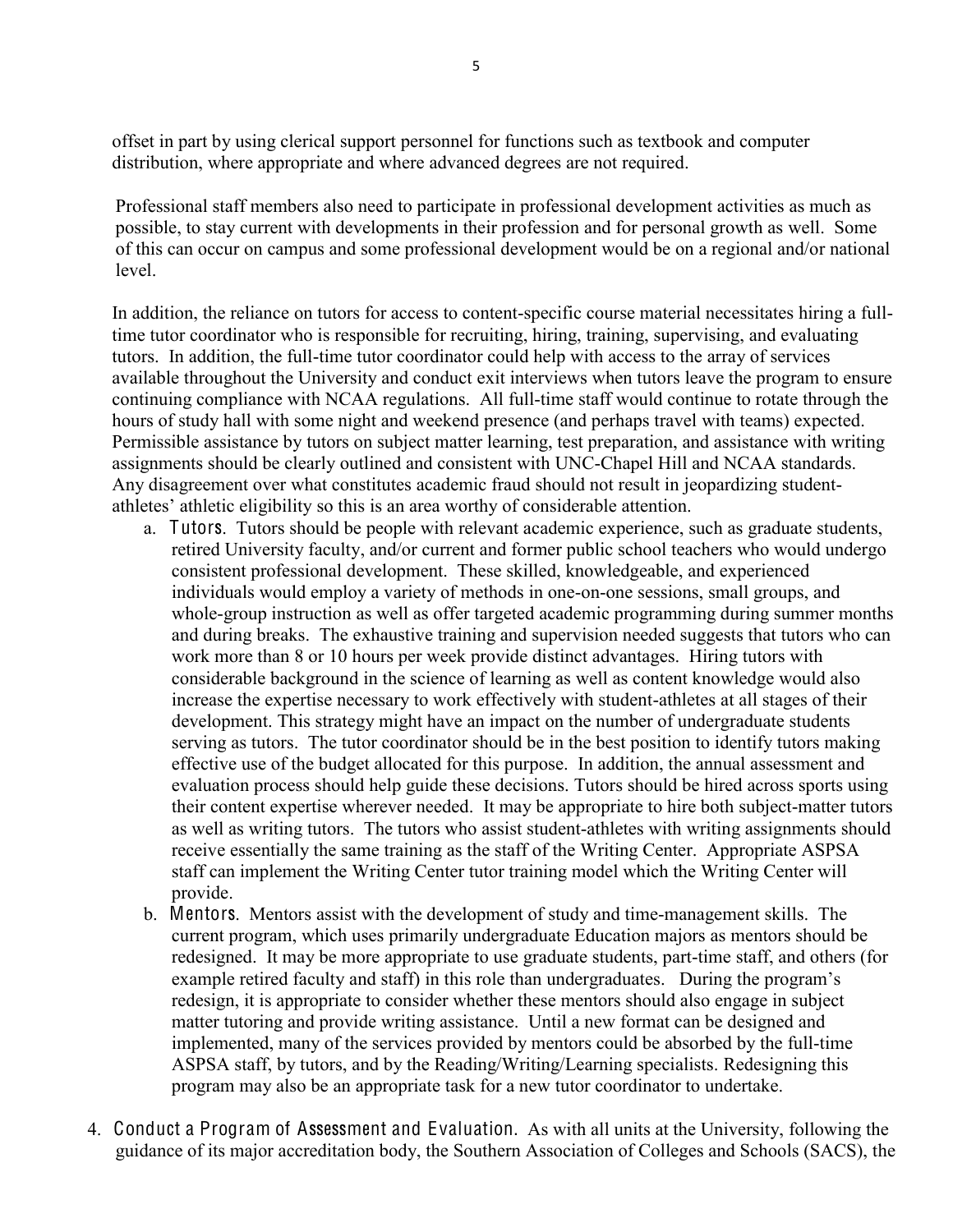offset in part by using clerical support personnel for functions such as textbook and computer distribution, where appropriate and where advanced degrees are not required.

Professional staff members also need to participate in professional development activities as much as possible, to stay current with developments in their profession and for personal growth as well. Some of this can occur on campus and some professional development would be on a regional and/or national level.

In addition, the reliance on tutors for access to content-specific course material necessitates hiring a full-time tutor coordinator who is responsible for recruiting, hiring, training, supervising, and evaluating tutors. In addition, the full-time tutor coordinator could help with access to the array of services available throughout the University and conduct exit interviews when tutors leave the program to ensure continuing compliance with NCAA regulations. All full-time staff would continue to rotate through the hours of study hall with some night and weekend presence (and perhaps travel with teams) expected. Permissible assistance by tutors on subject matter learning, test preparation, and assistance with writing assignments should be clearly outlined and consistent with UNC-Chapel Hill and NCAA standards. Any disagreement over what constitutes academic fraud should not result in jeopardizing student-athletes' athletic eligibility so this is an area worthy of considerable attention.

a. **Tutors**. Tutors should be people with relevant academic experience, such as graduate students, retired University faculty, and/or current and former public school teachers who would undergo consistent professional development. These skilled, knowledgeable, and experienced individuals would employ a variety of methods in one-on-one sessions, small groups, and whole-group instruction as well as offer targeted academic programming during summer months and during breaks. The exhaustive training and supervision needed suggests that tutors who can work more than 8 or 10 hours per week provide distinct advantages. Hiring tutors with considerable background in the science of learning as well as content knowledge would also increase the expertise necessary to work effectively with student-athletes at all stages of their development. This strategy might have an impact on the number of undergraduate students serving as tutors. The tutor coordinator should be in the best position to identify tutors making effective use of the budget allocated for this purpose. In addition, the annual assessment and evaluation process should help guide these decisions. Tutors should be hired across sports using their content expertise wherever needed. It may be appropriate to hire both subject-matter tutors as well as writing tutors. The tutors who assist student-athletes with writing assignments should receive essentially the same training as the staff of the Writing Center. Appropriate ASPSA staff can implement the Writing Center tutor training model which the Writing Center will provide.

b. **Mentors**. Mentors assist with the development of study and time-management skills. The current program, which uses primarily undergraduate Education majors as mentors should be redesigned. It may be more appropriate to use graduate students, part-time staff, and others (for example retired faculty and staff) in this role than undergraduates. During the program's redesign, it is appropriate to consider whether these mentors should also engage in subject matter tutoring and provide writing assistance. Until a new format can be designed and implemented, many of the services provided by mentors could be absorbed by the full-time ASPSA staff, by tutors, and by the Reading/Writing/Learning specialists. Redesigning this program may also be an appropriate task for a new tutor coordinator to undertake.

4. **Conduct a Program of Assessment and Evaluation.** As with all units at the University, following the guidance of its major accreditation body, the Southern Association of Colleges and Schools (SACS), the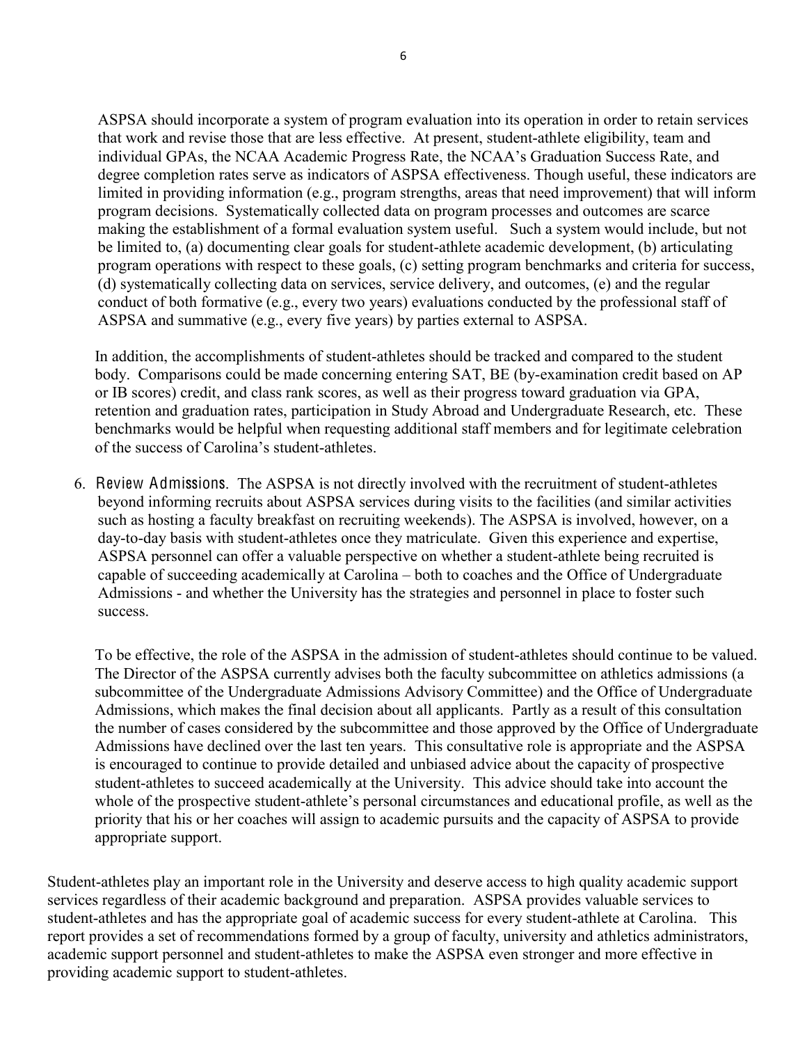ASPSA should incorporate a system of program evaluation into its operation in order to retain services that work and revise those that are less effective. At present, student-athlete eligibility, team and individual GPAs, the NCAA Academic Progress Rate, the NCAA's Graduation Success Rate, and degree completion rates serve as indicators of ASPSA effectiveness. Though useful, these indicators are limited in providing information (e.g., program strengths, areas that need improvement) that will inform program decisions. Systematically collected data on program processes and outcomes are scarce making the establishment of a formal evaluation system useful. Such a system would include, but not be limited to, (a) documenting clear goals for student-athlete academic development, (b) articulating program operations with respect to these goals, (c) setting program benchmarks and criteria for success, (d) systematically collecting data on services, service delivery, and outcomes, (e) and the regular conduct of both formative (e.g., every two years) evaluations conducted by the professional staff of ASPSA and summative (e.g., every five years) by parties external to ASPSA.

In addition, the accomplishments of student-athletes should be tracked and compared to the student body. Comparisons could be made concerning entering SAT, BE (by-examination credit based on AP or IB scores) credit, and class rank scores, as well as their progress toward graduation via GPA, retention and graduation rates, participation in Study Abroad and Undergraduate Research, etc. These benchmarks would be helpful when requesting additional staff members and for legitimate celebration of the success of Carolina's student-athletes.

6. Review Admissions. The ASPSA is not directly involved with the recruitment of student-athletes beyond informing recruits about ASPSA services during visits to the facilities (and similar activities such as hosting a faculty breakfast on recruiting weekends). The ASPSA is involved, however, on a day-to-day basis with student-athletes once they matriculate. Given this experience and expertise, ASPSA personnel can offer a valuable perspective on whether a student-athlete being recruited is capable of succeeding academically at Carolina – both to coaches and the Office of Undergraduate Admissions - and whether the University has the strategies and personnel in place to foster such success.

   To be effective, the role of the ASPSA in the admission of student-athletes should continue to be valued. The Director of the ASPSA currently advises both the faculty subcommittee on athletics admissions (a subcommittee of the Undergraduate Admissions Advisory Committee) and the Office of Undergraduate Admissions, which makes the final decision about all applicants. Partly as a result of this consultation the number of cases considered by the subcommittee and those approved by the Office of Undergraduate Admissions have declined over the last ten years. This consultative role is appropriate and the ASPSA is encouraged to continue to provide detailed and unbiased advice about the capacity of prospective student-athletes to succeed academically at the University. This advice should take into account the whole of the prospective student-athlete's personal circumstances and educational profile, as well as the priority that his or her coaches will assign to academic pursuits and the capacity of ASPSA to provide appropriate support.

Student-athletes play an important role in the University and deserve access to high quality academic support services regardless of their academic background and preparation. ASPSA provides valuable services to student-athletes and has the appropriate goal of academic success for every student-athlete at Carolina. This report provides a set of recommendations formed by a group of faculty, university and athletics administrators, academic support personnel and student-athletes to make the ASPSA even stronger and more effective in providing academic support to student-athletes.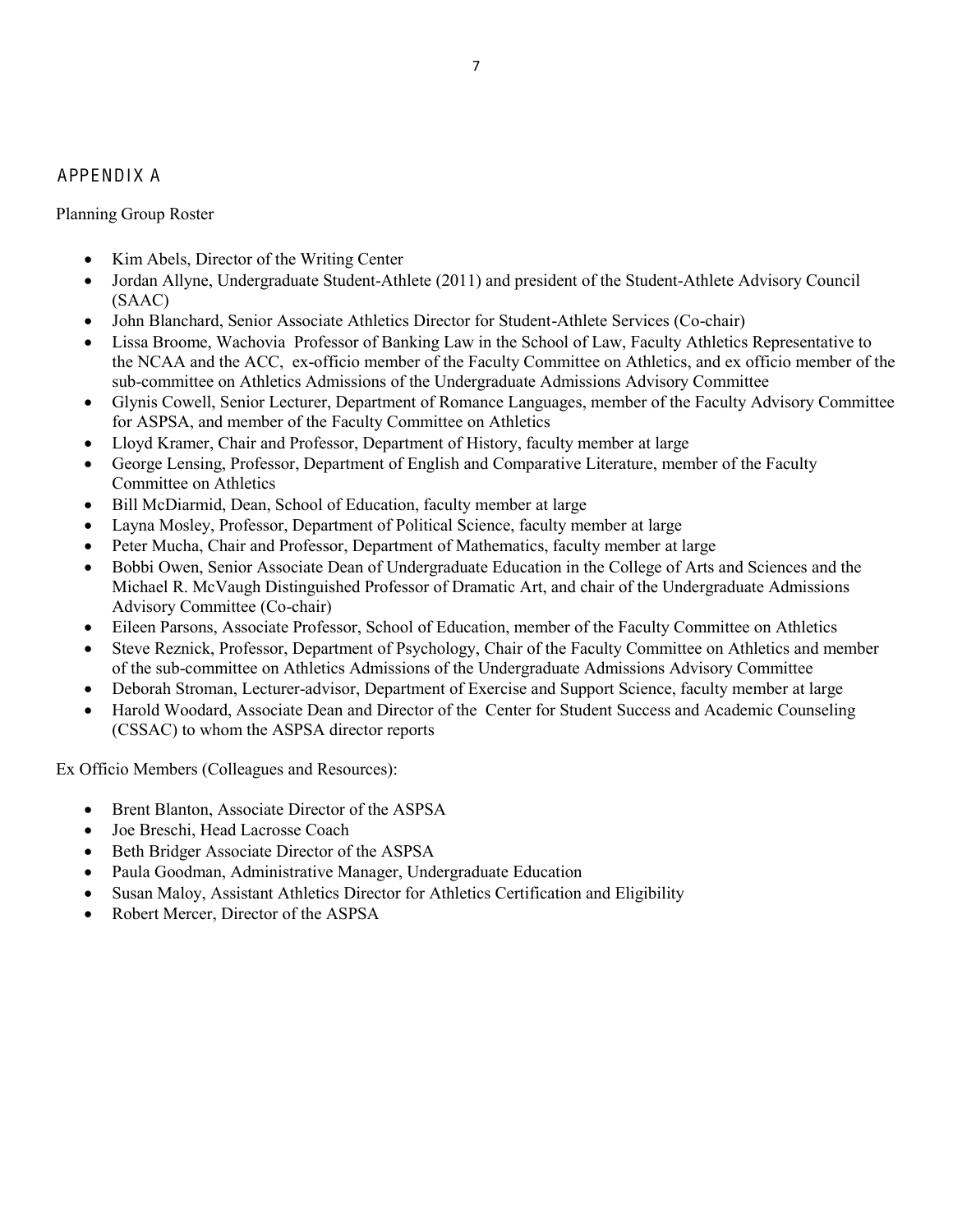## APPENDIX A

Planning Group Roster

- Kim Abels, Director of the Writing Center
- Jordan Allyne, Undergraduate Student-Athlete (2011) and president of the Student-Athlete Advisory Council (SAAC)
- John Blanchard, Senior Associate Athletics Director for Student-Athlete Services (Co-chair)
- Lissa Broome, Wachovia Professor of Banking Law in the School of Law, Faculty Athletics Representative to the NCAA and the ACC, ex-officio member of the Faculty Committee on Athletics, and ex officio member of the sub-committee on Athletics Admissions of the Undergraduate Admissions Advisory Committee
- Glynis Cowell, Senior Lecturer, Department of Romance Languages, member of the Faculty Advisory Committee for ASPSA, and member of the Faculty Committee on Athletics
- Lloyd Kramer, Chair and Professor, Department of History, faculty member at large
- George Lensing, Professor, Department of English and Comparative Literature, member of the Faculty Committee on Athletics
- Bill McDiarmid, Dean, School of Education, faculty member at large
- Layna Mosley, Professor, Department of Political Science, faculty member at large
- Peter Mucha, Chair and Professor, Department of Mathematics, faculty member at large
- Bobbi Owen, Senior Associate Dean of Undergraduate Education in the College of Arts and Sciences and the Michael R. McVaugh Distinguished Professor of Dramatic Art, and chair of the Undergraduate Admissions Advisory Committee (Co-chair)
- Eileen Parsons, Associate Professor, School of Education, member of the Faculty Committee on Athletics
- Steve Reznick, Professor, Department of Psychology, Chair of the Faculty Committee on Athletics and member of the sub-committee on Athletics Admissions of the Undergraduate Admissions Advisory Committee
- Deborah Stroman, Lecturer-advisor, Department of Exercise and Support Science, faculty member at large
- Harold Woodard, Associate Dean and Director of the Center for Student Success and Academic Counseling (CSSAC) to whom the ASPSA director reports

Ex Officio Members (Colleagues and Resources):

- Brent Blanton, Associate Director of the ASPSA
- Joe Breschi, Head Lacrosse Coach
- Beth Bridger Associate Director of the ASPSA
- Paula Goodman, Administrative Manager, Undergraduate Education
- Susan Maloy, Assistant Athletics Director for Athletics Certification and Eligibility
- Robert Mercer, Director of the ASPSA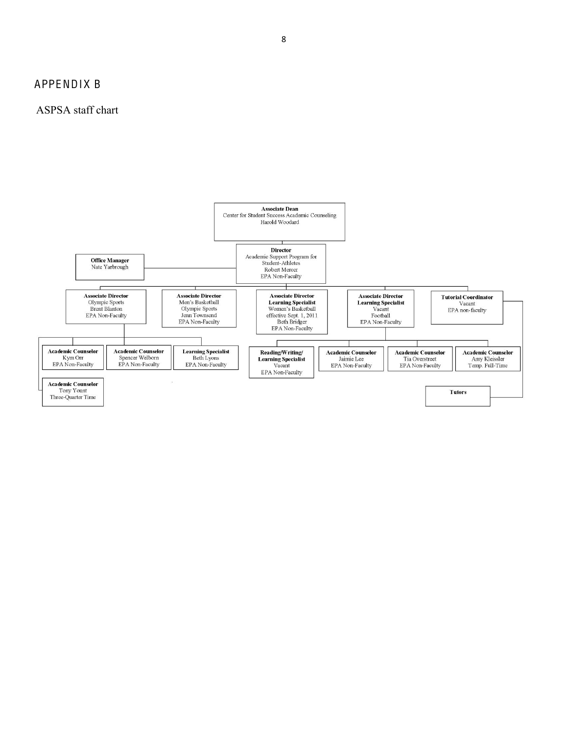# APPENDIX B

ASPSA staff chart

**Associate Dean**
Center for Student Success Academic Counseling
Harold Woodard

**Director**
Academic Support Program for Student-Athletes
Robert Mercer
EPA Non-Faculty

**Office Manager**
Nate Yarbrough

**Associate Director**
Olympic Sports
Brent Blanton
EPA Non-Faculty

**Associate Director**
Men's Basketball
Olympic Sports
Jenn Townsend
EPA Non-Faculty

**Associate Director**
**Learning Specialist**
Women's Basketball
effective Sept. 1, 2011
Beth Bridger
EPA Non-Faculty

**Associate Director**
**Learning Specialist**
Vacant
Football
EPA Non-Faculty

**Tutorial Coordinator**
Vacant
EPA non-faculty

**Academic Counselor**
Kym Orr
EPA Non-Faculty

**Academic Counselor**
Spencer Welborn
EPA Non-Faculty

**Learning Specialist**
Beth Lyons
EPA Non-Faculty

**Academic Counselor**
Tony Yount
Three-Quarter Time

**Reading/Writing/ Learning Specialist**
Vacant
EPA Non-Faculty

**Academic Counselor**
Jaimie Lee
EPA Non-Faculty

**Academic Counselor**
Tia Overstreet
EPA Non-Faculty

**Academic Counselor**
Amy Kleissler
Temp. Full-Time

**Tutors**